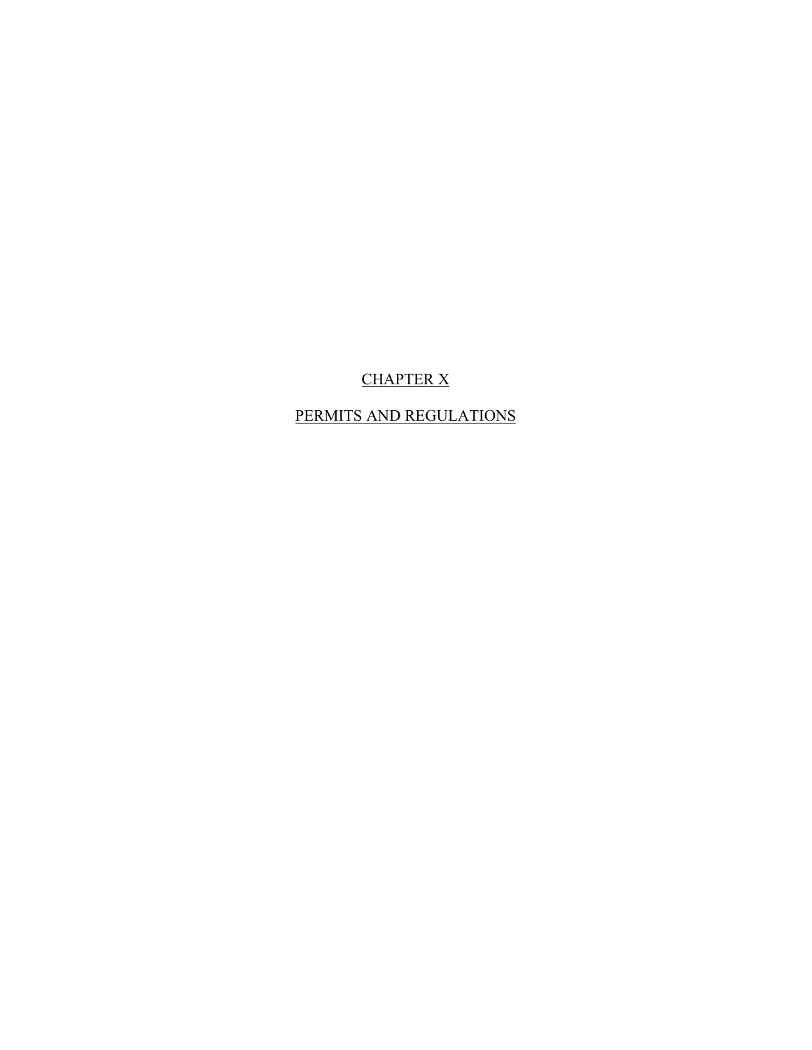# CHAPTER X

# PERMITS AND REGULATIONS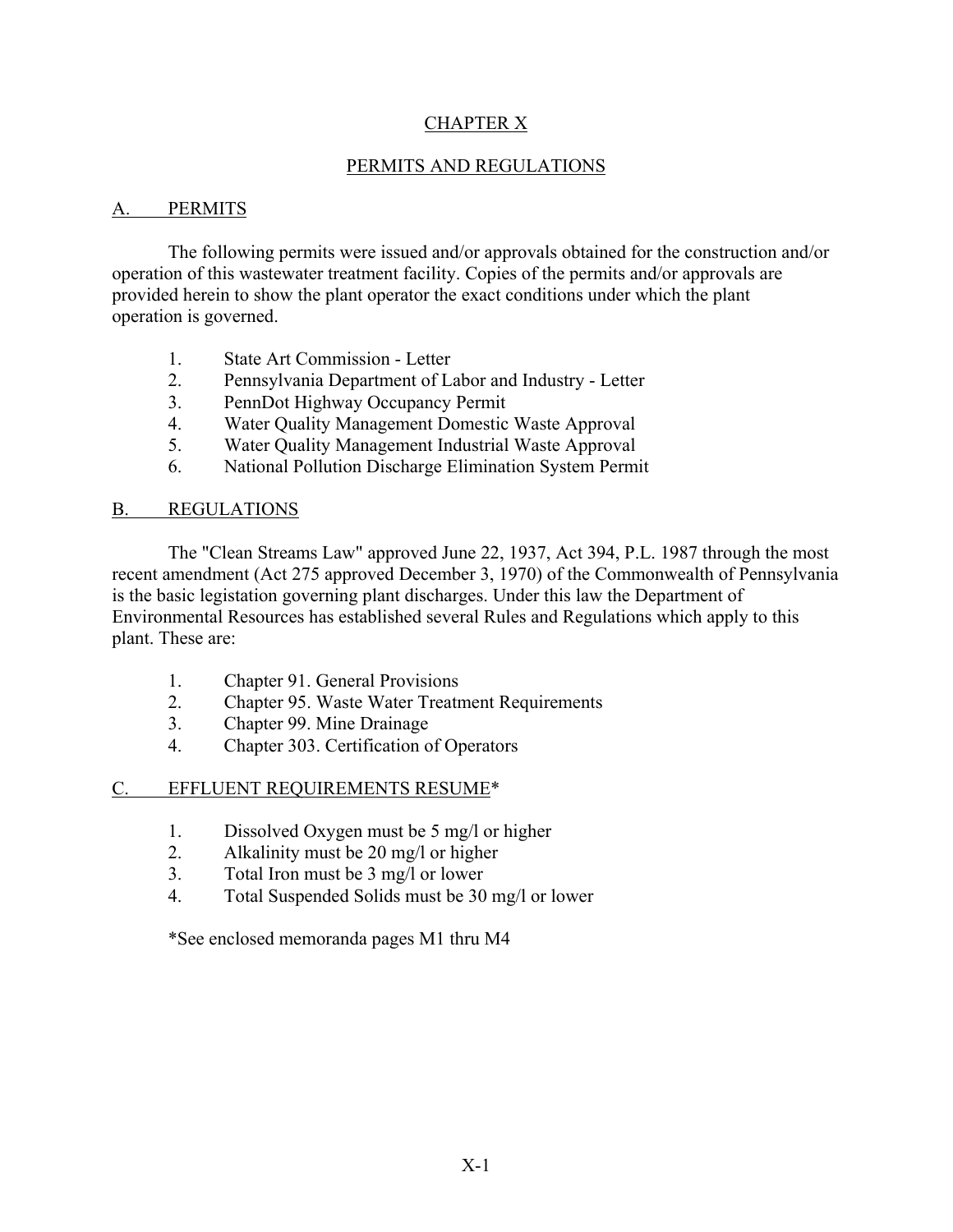# CHAPTER X

## PERMITS AND REGULATIONS

### A. PERMITS

The following permits were issued and/or approvals obtained for the construction and/or operation of this wastewater treatment facility. Copies of the permits and/or approvals are provided herein to show the plant operator the exact conditions under which the plant operation is governed.

1. State Art Commission - Letter
2. Pennsylvania Department of Labor and Industry - Letter
3. PennDot Highway Occupancy Permit
4. Water Quality Management Domestic Waste Approval
5. Water Quality Management Industrial Waste Approval
6. National Pollution Discharge Elimination System Permit

### B. REGULATIONS

The "Clean Streams Law" approved June 22, 1937, Act 394, P.L. 1987 through the most recent amendment (Act 275 approved December 3, 1970) of the Commonwealth of Pennsylvania is the basic legistation governing plant discharges. Under this law the Department of Environmental Resources has established several Rules and Regulations which apply to this plant. These are:

1. Chapter 91. General Provisions
2. Chapter 95. Waste Water Treatment Requirements
3. Chapter 99. Mine Drainage
4. Chapter 303. Certification of Operators

### C. EFFLUENT REQUIREMENTS RESUME*

1. Dissolved Oxygen must be 5 mg/l or higher
2. Alkalinity must be 20 mg/l or higher
3. Total Iron must be 3 mg/l or lower
4. Total Suspended Solids must be 30 mg/l or lower

*See enclosed memoranda pages M1 thru M4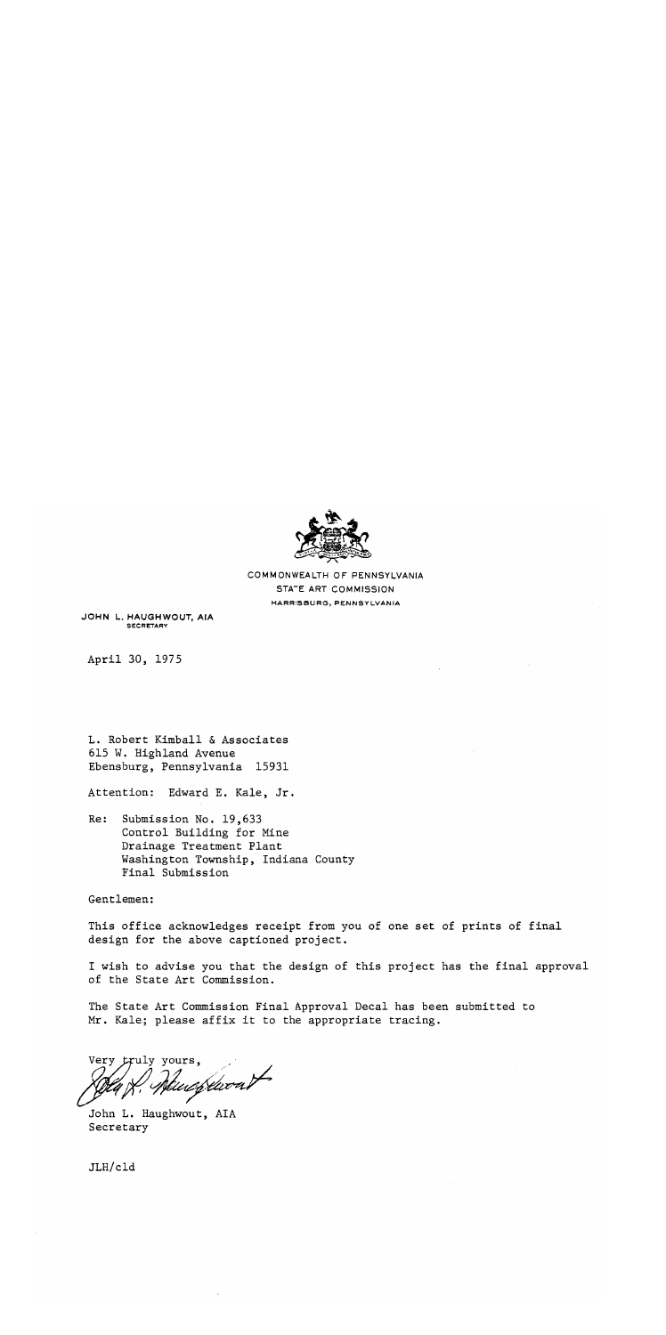COMMONWEALTH OF PENNSYLVANIA
STATE ART COMMISSION
HARRISBURG, PENNSYLVANIA

JOHN L. HAUGHWOUT, AIA
SECRETARY

April 30, 1975

L. Robert Kimball & Associates
615 W. Highland Avenue
Ebensburg, Pennsylvania 15931

Attention: Edward E. Kale, Jr.

Re: Submission No. 19,633
Control Building for Mine
Drainage Treatment Plant
Washington Township, Indiana County
Final Submission

Gentlemen:

This office acknowledges receipt from you of one set of prints of final design for the above captioned project.

I wish to advise you that the design of this project has the final approval of the State Art Commission.

The State Art Commission Final Approval Decal has been submitted to Mr. Kale; please affix it to the appropriate tracing.

Very truly yours,

John L. Haughwout, AIA
Secretary

JLH/cld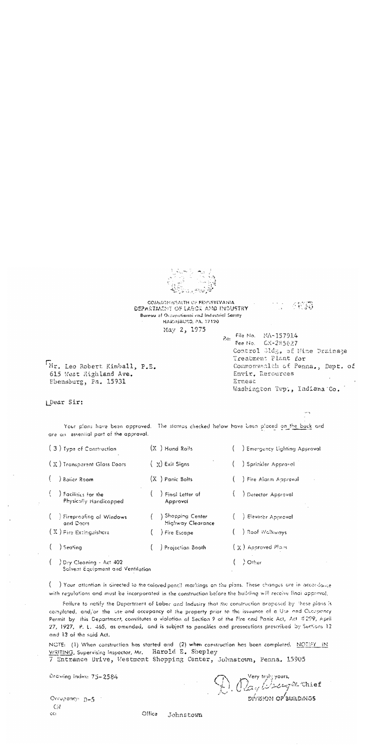COMMONWEALTH OF PENNSYLVANIA
DEPARTMENT OF LABOR AND INDUSTRY
Bureau of Occupational and Industrial Safety
HARRISBURG, PA. 17120

May 2, 1975

Re: File No. MA-157914
Fee No. CX-285627
Control Bldg. of Mine Drainage Treatment Plant for Commonwealth of Penna., Dept. of Envir. Resources
Ernest
Washington Twp., Indiana Co.

Mr. Leo Robert Kimball, P.E.
615 West Highland Ave.
Ebensburg, Pa. 15931

Dear Sir:

Your plans have been approved. The stamps checked below have been placed on the back and are an essential part of the approval.

| | | |
|---|---|---|
| ( 3 ) Type of Construction | ( X ) Hand Rails | ( ) Emergency Lighting Approval |
| ( X ) Transparent Glass Doors | ( X ) Exit Signs | ( ) Sprinkler Approval |
| ( ) Boiler Room | ( X ) Panic Bolts | ( ) Fire Alarm Approval |
| ( ) Facilities for the Physically Handicapped | ( ) Final Letter of Approval | ( ) Detector Approval |
| ( ) Fireproofing of Windows and Doors | ( ) Shopping Center Highway Clearance | ( ) Elevator Approval |
| ( X ) Fire Extinguishers | ( ) Fire Escape | ( ) Roof Walkways |
| ( ) Seating | ( ) Projection Booth | ( X ) Approved Plans |
| ( ) Dry Cleaning - Act 402 Solvent Equipment and Ventilation | | ( ) Other |

( ) Your attention is directed to the colored pencil markings on the plans. These changes are in accordance with regulations and must be incorporated in the construction before the building will receive final approval.

Failure to notify the Department of Labor and Industry that the construction proposed by these plans is completed, and/or the use and occupancy of the property prior to the issuance of a Use and Occupancy Permit by this Department, constitutes a violation of Section 9 of the Fire and Panic Act, Act #299, April 27, 1927, P. L. 465, as amended, and is subject to penalties and prosecutions prescribed by Sections 12 and 13 of the said Act.

NOTE: (1) When construction has started and (2) when construction has been completed, NOTIFY IN WRITING, Supervising Inspector, Mr. Harold E. Shepley
7 Entrance Drive, Westmont Shopping Center, Johnstown, Penna. 15905

Drawing Index: 75-2584

Very truly yours,
D. Ray Wesner, Chief
DIVISION OF BUILDINGS

Occupancy: D-5
CM
cc: Office Johnstown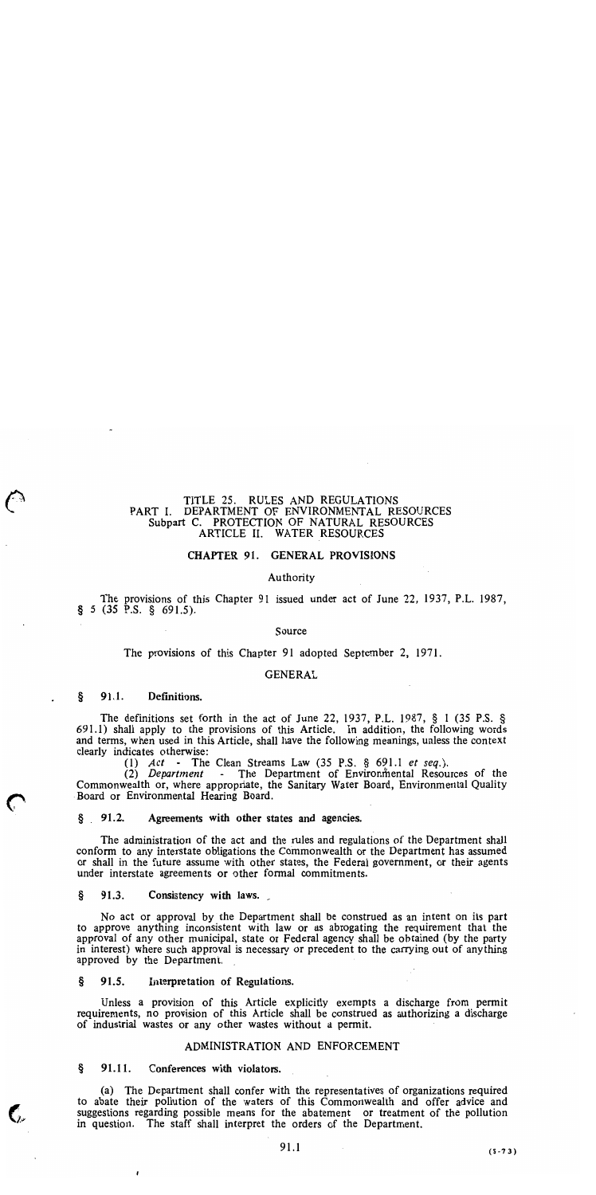TITLE 25. RULES AND REGULATIONS
PART I. DEPARTMENT OF ENVIRONMENTAL RESOURCES
Subpart C. PROTECTION OF NATURAL RESOURCES
ARTICLE II. WATER RESOURCES

# CHAPTER 91. GENERAL PROVISIONS

Authority

The provisions of this Chapter 91 issued under act of June 22, 1937, P.L. 1987, § 5 (35 P.S. § 691.5).

Source

The provisions of this Chapter 91 adopted September 2, 1971.

## GENERAL

### § 91.1. Definitions.

The definitions set forth in the act of June 22, 1937, P.L. 1987, § 1 (35 P.S. § 691.1) shall apply to the provisions of this Article. In addition, the following words and terms, when used in this Article, shall have the following meanings, unless the context clearly indicates otherwise:

(1) *Act* - The Clean Streams Law (35 P.S. § 691.1 *et seq.*).

(2) *Department* - The Department of Environmental Resources of the Commonwealth or, where appropriate, the Sanitary Water Board, Environmental Quality Board or Environmental Hearing Board.

### § 91.2. Agreements with other states and agencies.

The administration of the act and the rules and regulations of the Department shall conform to any interstate obligations the Commonwealth or the Department has assumed or shall in the future assume with other states, the Federal government, or their agents under interstate agreements or other formal commitments.

### § 91.3. Consistency with laws.

No act or approval by the Department shall be construed as an intent on its part to approve anything inconsistent with law or as abrogating the requirement that the approval of any other municipal, state or Federal agency shall be obtained (by the party in interest) where such approval is necessary or precedent to the carrying out of anything approved by the Department.

### § 91.5. Interpretation of Regulations.

Unless a provision of this Article explicitly exempts a discharge from permit requirements, no provision of this Article shall be construed as authorizing a discharge of industrial wastes or any other wastes without a permit.

## ADMINISTRATION AND ENFORCEMENT

### § 91.11. Conferences with violators.

(a) The Department shall confer with the representatives of organizations required to abate their pollution of the waters of this Commonwealth and offer advice and suggestions regarding possible means for the abatement or treatment of the pollution in question. The staff shall interpret the orders of the Department.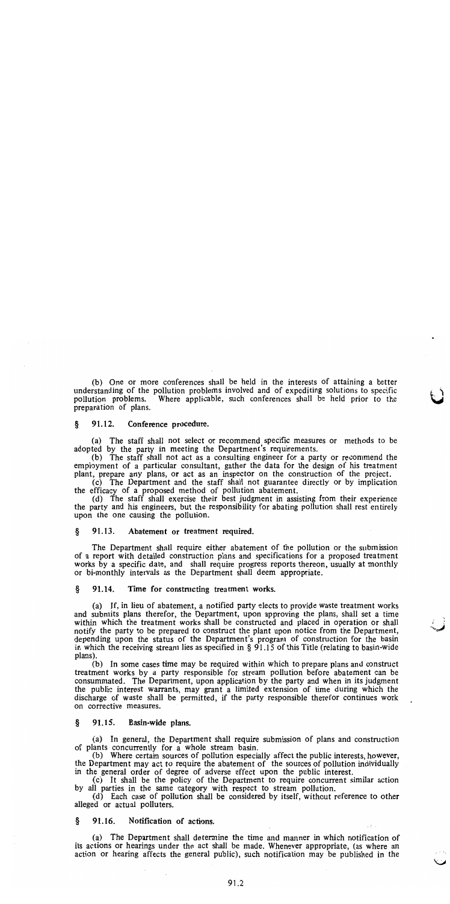(b) One or more conferences shall be held in the interests of attaining a better understanding of the pollution problems involved and of expediting solutions to specific pollution problems. Where applicable, such conferences shall be held prior to the preparation of plans.

### § 91.12. Conference procedure.

(a) The staff shall not select or recommend specific measures or methods to be adopted by the party in meeting the Department's requirements.

(b) The staff shall not act as a consulting engineer for a party or recommend the employment of a particular consultant, gather the data for the design of his treatment plant, prepare any plans, or act as an inspector on the construction of the project.

(c) The Department and the staff shall not guarantee directly or by implication the efficacy of a proposed method of pollution abatement.

(d) The staff shall exercise their best judgment in assisting from their experience the party and his engineers, but the responsibility for abating pollution shall rest entirely upon the one causing the pollution.

### § 91.13. Abatement or treatment required.

The Department shall require either abatement of the pollution or the submission of a report with detailed construction plans and specifications for a proposed treatment works by a specific date, and shall require progress reports thereon, usually at monthly or bi-monthly intervals as the Department shall deem appropriate.

### § 91.14. Time for constructing treatment works.

(a) If, in lieu of abatement, a notified party elects to provide waste treatment works and submits plans therefor, the Department, upon approving the plans, shall set a time within which the treatment works shall be constructed and placed in operation or shall notify the party to be prepared to construct the plant upon notice from the Department, depending upon the status of the Department's program of construction for the basin in which the receiving stream lies as specified in § 91.15 of this Title (relating to basin-wide plans).

(b) In some cases time may be required within which to prepare plans and construct treatment works by a party responsible for stream pollution before abatement can be consummated. The Department, upon application by the party and when in its judgment the public interest warrants, may grant a limited extension of time during which the discharge of waste shall be permitted, if the party responsible therefor continues work on corrective measures.

### § 91.15. Basin-wide plans.

(a) In general, the Department shall require submission of plans and construction of plants concurrently for a whole stream basin.

(b) Where certain sources of pollution especially affect the public interests, however, the Department may act to require the abatement of the sources of pollution individually in the general order of degree of adverse effect upon the public interest.

(c) It shall be the policy of the Department to require concurrent similar action by all parties in the same category with respect to stream pollution.

(d) Each case of pollution shall be considered by itself, without reference to other alleged or actual polluters.

### § 91.16. Notification of actions.

(a) The Department shall determine the time and manner in which notification of its actions or hearings under the act shall be made. Whenever appropriate, (as where an action or hearing affects the general public), such notification may be published in the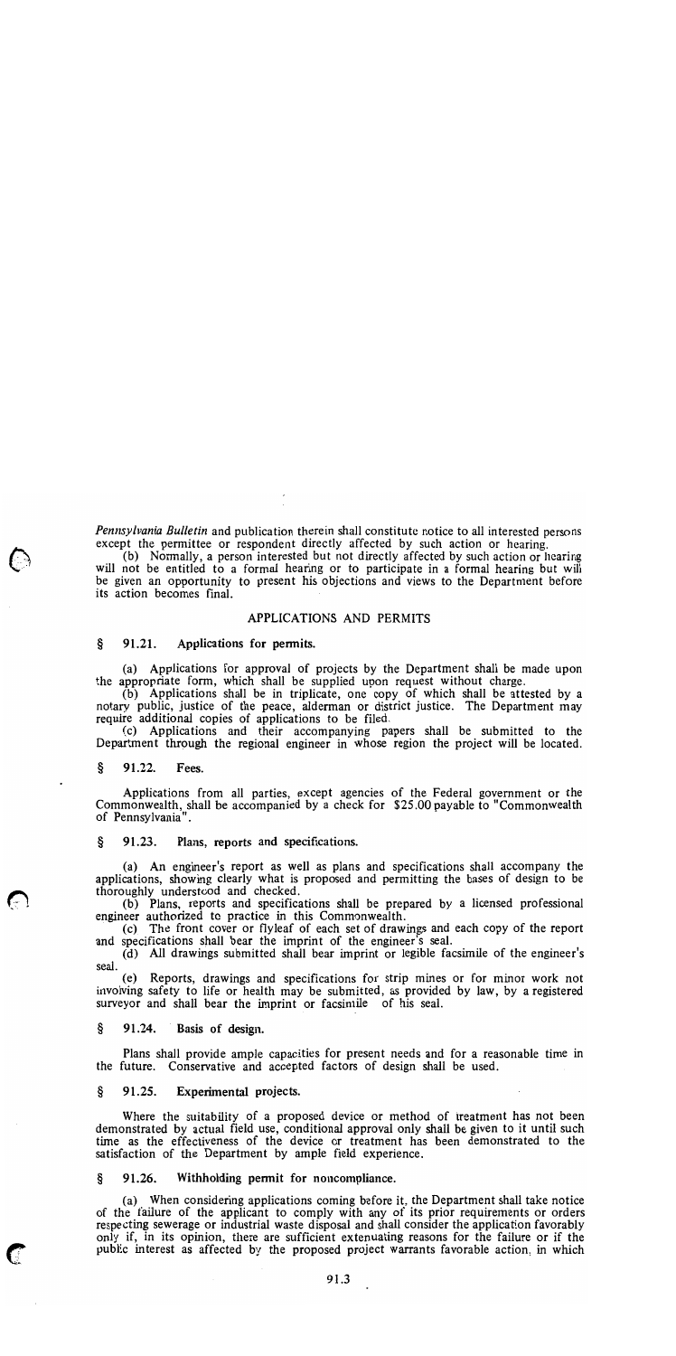*Pennsylvania Bulletin* and publication therein shall constitute notice to all interested persons except the permittee or respondent directly affected by such action or hearing.

(b) Normally, a person interested but not directly affected by such action or hearing will not be entitled to a formal hearing or to participate in a formal hearing but will be given an opportunity to present his objections and views to the Department before its action becomes final.

## APPLICATIONS AND PERMITS

### § 91.21. Applications for permits.

(a) Applications for approval of projects by the Department shall be made upon the appropriate form, which shall be supplied upon request without charge.

(b) Applications shall be in triplicate, one copy of which shall be attested by a notary public, justice of the peace, alderman or district justice. The Department may require additional copies of applications to be filed.

(c) Applications and their accompanying papers shall be submitted to the Department through the regional engineer in whose region the project will be located.

### § 91.22. Fees.

Applications from all parties, except agencies of the Federal government or the Commonwealth, shall be accompanied by a check for $25.00 payable to "Commonwealth of Pennsylvania".

### § 91.23. Plans, reports and specifications.

(a) An engineer's report as well as plans and specifications shall accompany the applications, showing clearly what is proposed and permitting the bases of design to be thoroughly understood and checked.

(b) Plans, reports and specifications shall be prepared by a licensed professional engineer authorized to practice in this Commonwealth.

(c) The front cover or flyleaf of each set of drawings and each copy of the report and specifications shall bear the imprint of the engineer's seal.

(d) All drawings submitted shall bear imprint or legible facsimile of the engineer's seal.

(e) Reports, drawings and specifications for strip mines or for minor work not involving safety to life or health may be submitted, as provided by law, by a registered surveyor and shall bear the imprint or facsimile of his seal.

### § 91.24. Basis of design.

Plans shall provide ample capacities for present needs and for a reasonable time in the future. Conservative and accepted factors of design shall be used.

### § 91.25. Experimental projects.

Where the suitability of a proposed device or method of treatment has not been demonstrated by actual field use, conditional approval only shall be given to it until such time as the effectiveness of the device or treatment has been demonstrated to the satisfaction of the Department by ample field experience.

### § 91.26. Withholding permit for noncompliance.

(a) When considering applications coming before it, the Department shall take notice of the failure of the applicant to comply with any of its prior requirements or orders respecting sewerage or industrial waste disposal and shall consider the application favorably only if, in its opinion, there are sufficient extenuating reasons for the failure or if the public interest as affected by the proposed project warrants favorable action, in which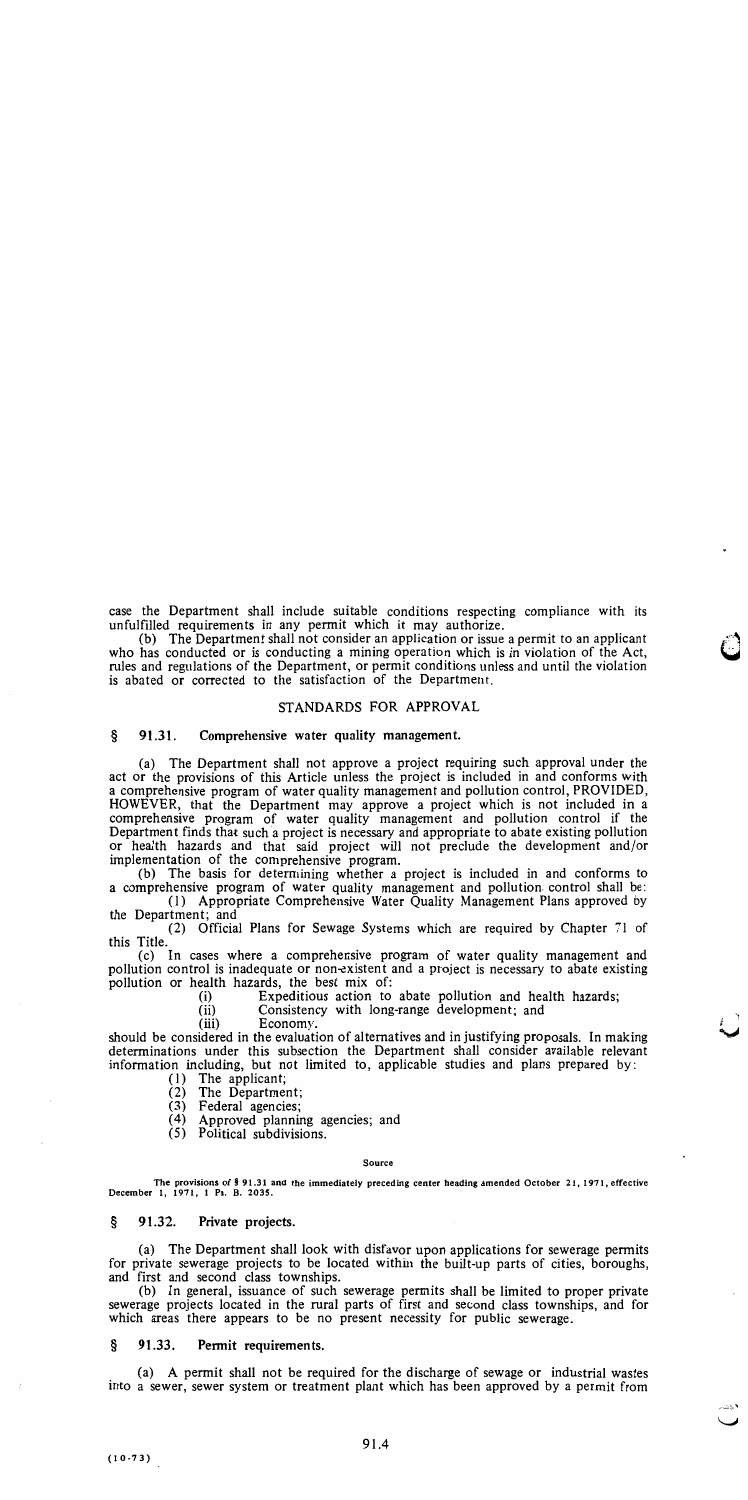case the Department shall include suitable conditions respecting compliance with its unfulfilled requirements in any permit which it may authorize.

(b) The Department shall not consider an application or issue a permit to an applicant who has conducted or is conducting a mining operation which is in violation of the Act, rules and regulations of the Department, or permit conditions unless and until the violation is abated or corrected to the satisfaction of the Department.

## STANDARDS FOR APPROVAL

### § 91.31. Comprehensive water quality management.

(a) The Department shall not approve a project requiring such approval under the act or the provisions of this Article unless the project is included in and conforms with a comprehensive program of water quality management and pollution control, PROVIDED, HOWEVER, that the Department may approve a project which is not included in a comprehensive program of water quality management and pollution control if the Department finds that such a project is necessary and appropriate to abate existing pollution or health hazards and that said project will not preclude the development and/or implementation of the comprehensive program.

(b) The basis for determining whether a project is included in and conforms to a comprehensive program of water quality management and pollution control shall be:

(1) Appropriate Comprehensive Water Quality Management Plans approved by the Department; and

(2) Official Plans for Sewage Systems which are required by Chapter 71 of this Title.

(c) In cases where a comprehensive program of water quality management and pollution control is inadequate or non-existent and a project is necessary to abate existing pollution or health hazards, the best mix of:

(i) Expeditious action to abate pollution and health hazards;

(ii) Consistency with long-range development; and

(iii) Economy.

should be considered in the evaluation of alternatives and in justifying proposals. In making determinations under this subsection the Department shall consider available relevant information including, but not limited to, applicable studies and plans prepared by:

(1) The applicant;

(2) The Department;

(3) Federal agencies;

(4) Approved planning agencies; and

(5) Political subdivisions.

#### Source

The provisions of § 91.31 and the immediately preceding center heading amended October 21, 1971, effective December 1, 1971, 1 Pa. B. 2035.

### § 91.32. Private projects.

(a) The Department shall look with disfavor upon applications for sewerage permits for private sewerage projects to be located within the built-up parts of cities, boroughs, and first and second class townships.

(b) In general, issuance of such sewerage permits shall be limited to proper private sewerage projects located in the rural parts of first and second class townships, and for which areas there appears to be no present necessity for public sewerage.

### § 91.33. Permit requirements.

(a) A permit shall not be required for the discharge of sewage or industrial wastes into a sewer, sewer system or treatment plant which has been approved by a permit from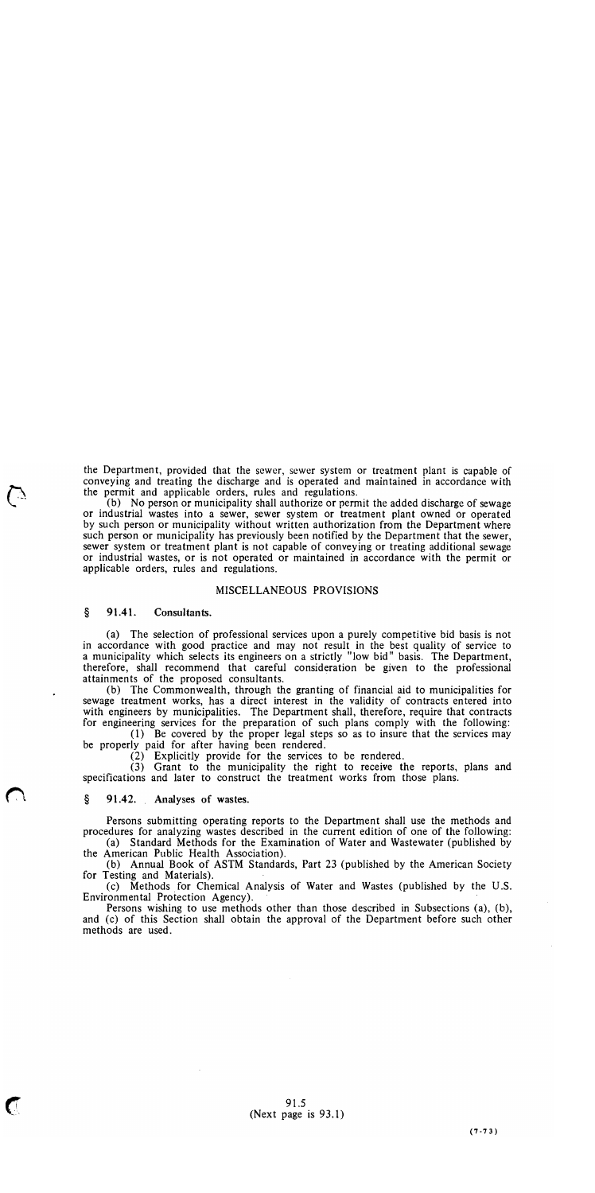the Department, provided that the sewer, sewer system or treatment plant is capable of conveying and treating the discharge and is operated and maintained in accordance with the permit and applicable orders, rules and regulations.

(b) No person or municipality shall authorize or permit the added discharge of sewage or industrial wastes into a sewer, sewer system or treatment plant owned or operated by such person or municipality without written authorization from the Department where such person or municipality has previously been notified by the Department that the sewer, sewer system or treatment plant is not capable of conveying or treating additional sewage or industrial wastes, or is not operated or maintained in accordance with the permit or applicable orders, rules and regulations.

## MISCELLANEOUS PROVISIONS

### § 91.41. Consultants.

(a) The selection of professional services upon a purely competitive bid basis is not in accordance with good practice and may not result in the best quality of service to a municipality which selects its engineers on a strictly "low bid" basis. The Department, therefore, shall recommend that careful consideration be given to the professional attainments of the proposed consultants.

(b) The Commonwealth, through the granting of financial aid to municipalities for sewage treatment works, has a direct interest in the validity of contracts entered into with engineers by municipalities. The Department shall, therefore, require that contracts for engineering services for the preparation of such plans comply with the following:

(1) Be covered by the proper legal steps so as to insure that the services may be properly paid for after having been rendered.

(2) Explicitly provide for the services to be rendered.

(3) Grant to the municipality the right to receive the reports, plans and specifications and later to construct the treatment works from those plans.

### § 91.42. Analyses of wastes.

Persons submitting operating reports to the Department shall use the methods and procedures for analyzing wastes described in the current edition of one of the following:

(a) Standard Methods for the Examination of Water and Wastewater (published by the American Public Health Association).

(b) Annual Book of ASTM Standards, Part 23 (published by the American Society for Testing and Materials).

(c) Methods for Chemical Analysis of Water and Wastes (published by the U.S. Environmental Protection Agency).

Persons wishing to use methods other than those described in Subsections (a), (b), and (c) of this Section shall obtain the approval of the Department before such other methods are used.

(Next page is 93.1)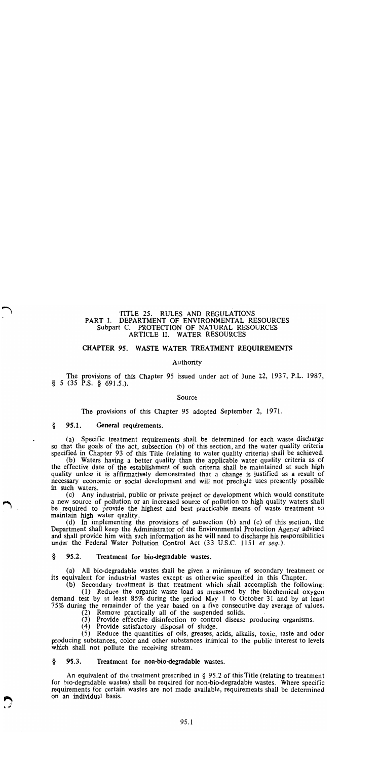# TITLE 25. RULES AND REGULATIONS
## PART I. DEPARTMENT OF ENVIRONMENTAL RESOURCES
### Subpart C. PROTECTION OF NATURAL RESOURCES
### ARTICLE II. WATER RESOURCES

## CHAPTER 95. WASTE WATER TREATMENT REQUIREMENTS

### Authority

The provisions of this Chapter 95 issued under act of June 22, 1937, P.L. 1987, § 5 (35 P.S. § 691.5.).

### Source

The provisions of this Chapter 95 adopted September 2, 1971.

### § 95.1. General requirements.

(a) Specific treatment requirements shall be determined for each waste discharge so that the goals of the act, subsection (b) of this section, and the water quality criteria specified in Chapter 93 of this Title (relating to water quality criteria) shall be achieved.

(b) Waters having a better quality than the applicable water quality criteria as of the effective date of the establishment of such criteria shall be maintained at such high quality unless it is affirmatively demonstrated that a change is justified as a result of necessary economic or social development and will not preclude uses presently possible in such waters.

(c) Any industrial, public or private project or development which would constitute a new source of pollution or an increased source of pollution to high quality waters shall be required to provide the highest and best practicable means of waste treatment to maintain high water quality.

(d) In implementing the provisions of subsection (b) and (c) of this section, the Department shall keep the Administrator of the Environmental Protection Agency advised and shall provide him with such information as he will need to discharge his responsibilities under the Federal Water Pollution Control Act (33 U.S.C. 1151 *et seq.*).

### § 95.2. Treatment for bio-degradable wastes.

(a) All bio-degradable wastes shall be given a minimum of secondary treatment or its equivalent for industrial wastes except as otherwise specified in this Chapter.

(b) Secondary treatment is that treatment which shall accomplish the following:

(1) Reduce the organic waste load as measured by the biochemical oxygen demand test by at least 85% during the period May 1 to October 31 and by at least 75% during the remainder of the year based on a five consecutive day average of values.

(2) Remove practically all of the suspended solids.

(3) Provide effective disinfection to control disease producing organisms.

(4) Provide satisfactory disposal of sludge.

(5) Reduce the quantities of oils, greases, acids, alkalis, toxic, taste and odor producing substances, color and other substances inimical to the public interest to levels which shall not pollute the receiving stream.

### § 95.3. Treatment for non-bio-degradable wastes.

An equivalent of the treatment prescribed in § 95.2 of this Title (relating to treatment for bio-degradable wastes) shall be required for non-bio-degradable wastes. Where specific requirements for certain wastes are not made available, requirements shall be determined on an individual basis.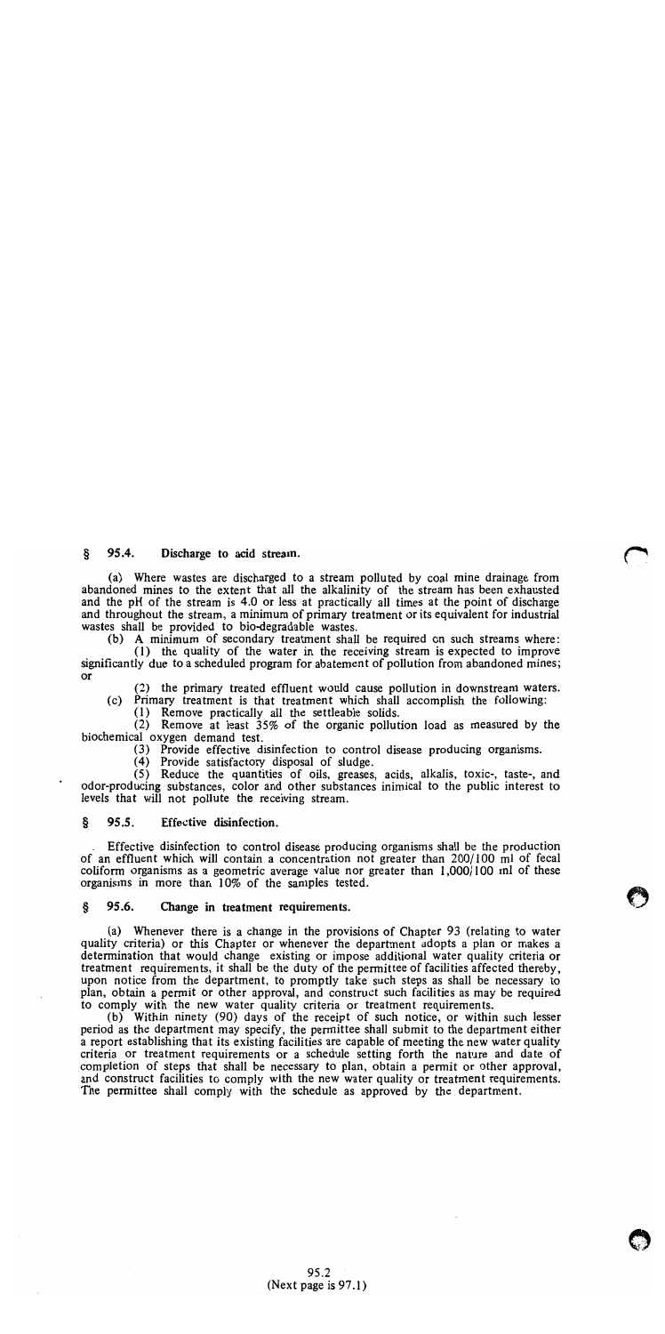## § 95.4. Discharge to acid stream.

(a) Where wastes are discharged to a stream polluted by coal mine drainage from abandoned mines to the extent that all the alkalinity of the stream has been exhausted and the pH of the stream is 4.0 or less at practically all times at the point of discharge and throughout the stream, a minimum of primary treatment or its equivalent for industrial wastes shall be provided to bio-degradable wastes.

(b) A minimum of secondary treatment shall be required on such streams where:

(1) the quality of the water in the receiving stream is expected to improve significantly due to a scheduled program for abatement of pollution from abandoned mines; or

(2) the primary treated effluent would cause pollution in downstream waters.

(c) Primary treatment is that treatment which shall accomplish the following:

(1) Remove practically all the settleable solids.

(2) Remove at least 35% of the organic pollution load as measured by the biochemical oxygen demand test.

(3) Provide effective disinfection to control disease producing organisms.

(4) Provide satisfactory disposal of sludge.

(5) Reduce the quantities of oils, greases, acids, alkalis, toxic-, taste-, and odor-producing substances, color and other substances inimical to the public interest to levels that will not pollute the receiving stream.

## § 95.5. Effective disinfection.

Effective disinfection to control disease producing organisms shall be the production of an effluent which will contain a concentration not greater than 200/100 ml of fecal coliform organisms as a geometric average value nor greater than 1,000/100 ml of these organisms in more than 10% of the samples tested.

## § 95.6. Change in treatment requirements.

(a) Whenever there is a change in the provisions of Chapter 93 (relating to water quality criteria) or this Chapter or whenever the department adopts a plan or makes a determination that would change existing or impose additional water quality criteria or treatment requirements, it shall be the duty of the permittee of facilities affected thereby, upon notice from the department, to promptly take such steps as shall be necessary to plan, obtain a permit or other approval, and construct such facilities as may be required to comply with the new water quality criteria or treatment requirements.

(b) Within ninety (90) days of the receipt of such notice, or within such lesser period as the department may specify, the permittee shall submit to the department either a report establishing that its existing facilities are capable of meeting the new water quality criteria or treatment requirements or a schedule setting forth the nature and date of completion of steps that shall be necessary to plan, obtain a permit or other approval, and construct facilities to comply with the new water quality or treatment requirements. The permittee shall comply with the schedule as approved by the department.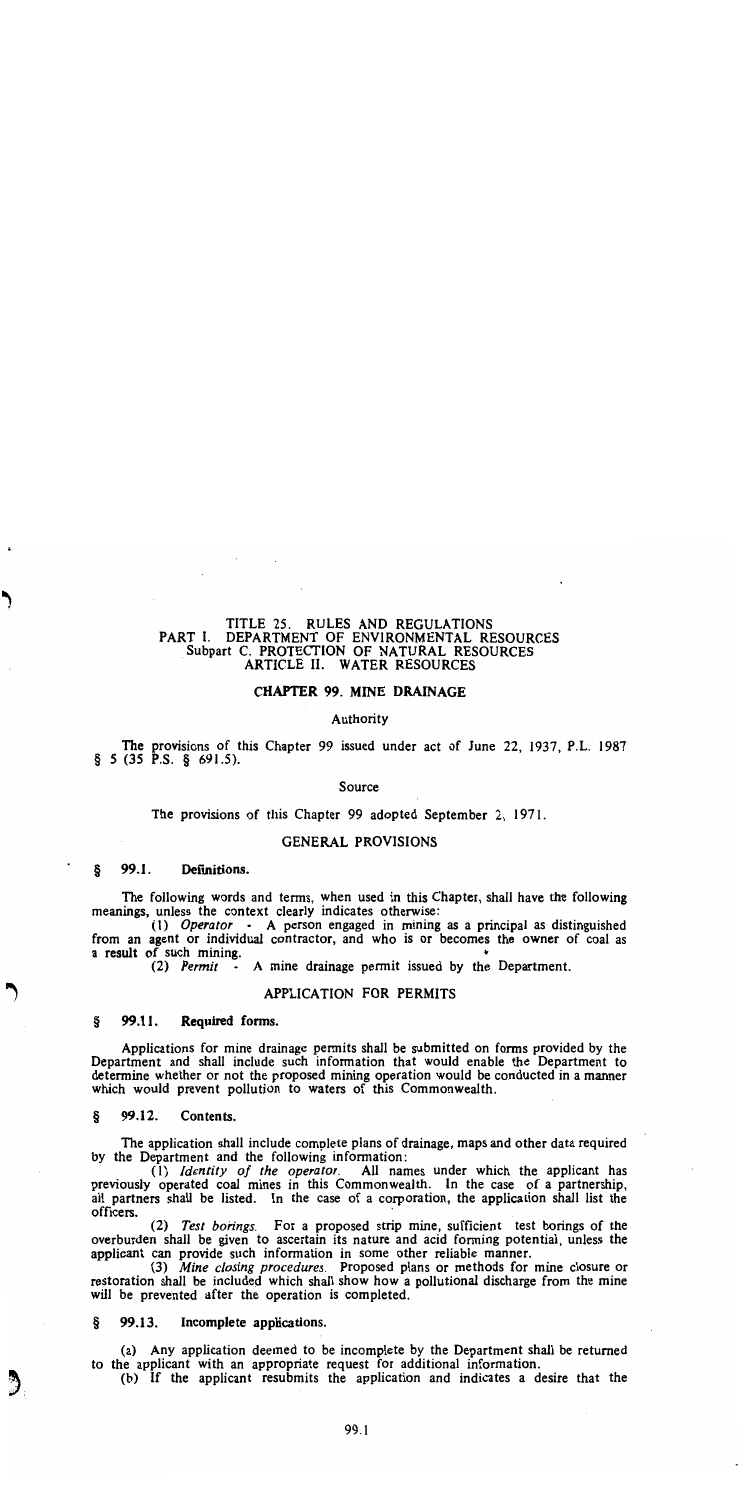TITLE 25. RULES AND REGULATIONS
PART I. DEPARTMENT OF ENVIRONMENTAL RESOURCES
Subpart C. PROTECTION OF NATURAL RESOURCES
ARTICLE II. WATER RESOURCES

# CHAPTER 99. MINE DRAINAGE

Authority

The provisions of this Chapter 99 issued under act of June 22, 1937, P.L. 1987 § 5 (35 P.S. § 691.5).

Source

The provisions of this Chapter 99 adopted September 2, 1971.

## GENERAL PROVISIONS

### § 99.1. Definitions.

The following words and terms, when used in this Chapter, shall have the following meanings, unless the context clearly indicates otherwise:

(1) *Operator* - A person engaged in mining as a principal as distinguished from an agent or individual contractor, and who is or becomes the owner of coal as a result of such mining.

(2) *Permit* - A mine drainage permit issued by the Department.

## APPLICATION FOR PERMITS

### § 99.11. Required forms.

Applications for mine drainage permits shall be submitted on forms provided by the Department and shall include such information that would enable the Department to determine whether or not the proposed mining operation would be conducted in a manner which would prevent pollution to waters of this Commonwealth.

### § 99.12. Contents.

The application shall include complete plans of drainage, maps and other data required by the Department and the following information:

(1) *Identity of the operator.* All names under which the applicant has previously operated coal mines in this Commonwealth. In the case of a partnership, all partners shall be listed. In the case of a corporation, the application shall list the officers.

(2) *Test borings.* For a proposed strip mine, sufficient test borings of the overburden shall be given to ascertain its nature and acid forming potential, unless the applicant can provide such information in some other reliable manner.

(3) *Mine closing procedures.* Proposed plans or methods for mine closure or restoration shall be included which shall show how a pollutional discharge from the mine will be prevented after the operation is completed.

### § 99.13. Incomplete applications.

(a) Any application deemed to be incomplete by the Department shall be returned to the applicant with an appropriate request for additional information.

(b) If the applicant resubmits the application and indicates a desire that the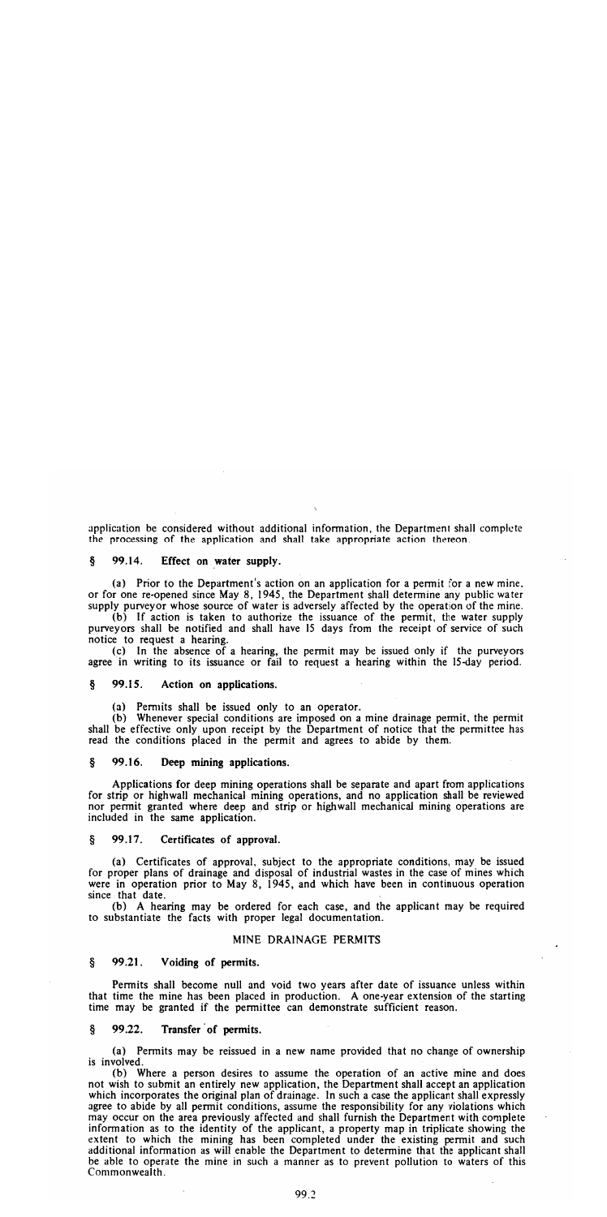application be considered without additional information, the Department shall complete the processing of the application and shall take appropriate action thereon.

### § 99.14. Effect on water supply.

(a) Prior to the Department's action on an application for a permit for a new mine, or for one re-opened since May 8, 1945, the Department shall determine any public water supply purveyor whose source of water is adversely affected by the operation of the mine.

(b) If action is taken to authorize the issuance of the permit, the water supply purveyors shall be notified and shall have 15 days from the receipt of service of such notice to request a hearing.

(c) In the absence of a hearing, the permit may be issued only if the purveyors agree in writing to its issuance or fail to request a hearing within the 15-day period.

### § 99.15. Action on applications.

(a) Permits shall be issued only to an operator.

(b) Whenever special conditions are imposed on a mine drainage permit, the permit shall be effective only upon receipt by the Department of notice that the permittee has read the conditions placed in the permit and agrees to abide by them.

### § 99.16. Deep mining applications.

Applications for deep mining operations shall be separate and apart from applications for strip or highwall mechanical mining operations, and no application shall be reviewed nor permit granted where deep and strip or highwall mechanical mining operations are included in the same application.

### § 99.17. Certificates of approval.

(a) Certificates of approval, subject to the appropriate conditions, may be issued for proper plans of drainage and disposal of industrial wastes in the case of mines which were in operation prior to May 8, 1945, and which have been in continuous operation since that date.

(b) A hearing may be ordered for each case, and the applicant may be required to substantiate the facts with proper legal documentation.

## MINE DRAINAGE PERMITS

### § 99.21. Voiding of permits.

Permits shall become null and void two years after date of issuance unless within that time the mine has been placed in production. A one-year extension of the starting time may be granted if the permittee can demonstrate sufficient reason.

### § 99.22. Transfer of permits.

(a) Permits may be reissued in a new name provided that no change of ownership is involved.

(b) Where a person desires to assume the operation of an active mine and does not wish to submit an entirely new application, the Department shall accept an application which incorporates the original plan of drainage. In such a case the applicant shall expressly agree to abide by all permit conditions, assume the responsibility for any violations which may occur on the area previously affected and shall furnish the Department with complete information as to the identity of the applicant, a property map in triplicate showing the extent to which the mining has been completed under the existing permit and such additional information as will enable the Department to determine that the applicant shall be able to operate the mine in such a manner as to prevent pollution to waters of this Commonwealth.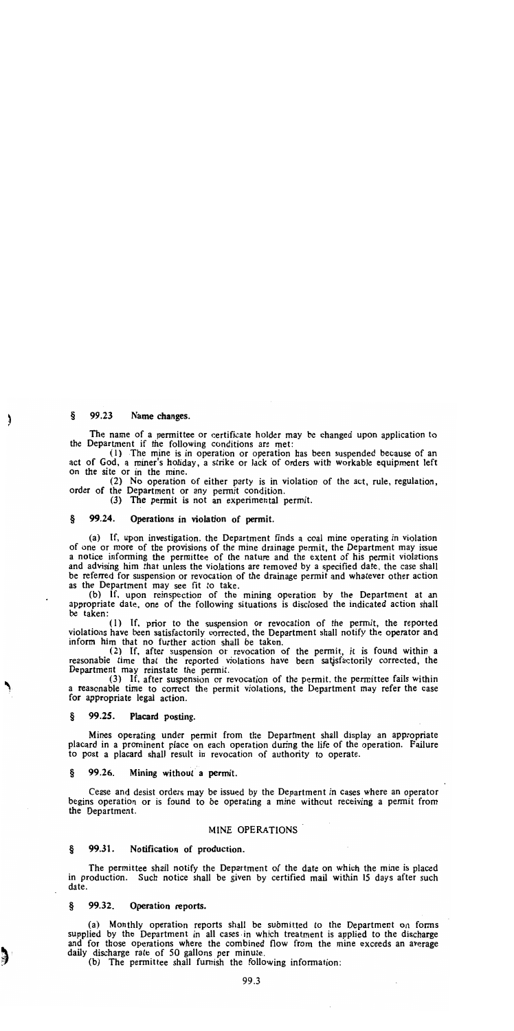## § 99.23 Name changes.

The name of a permittee or certificate holder may be changed upon application to the Department if the following conditions are met:

(1) The mine is in operation or operation has been suspended because of an act of God, a miner's holiday, a strike or lack of orders with workable equipment left on the site or in the mine.

(2) No operation of either party is in violation of the act, rule, regulation, order of the Department or any permit condition.

(3) The permit is not an experimental permit.

## § 99.24. Operations in violation of permit.

(a) If, upon investigation, the Department finds a coal mine operating in violation of one or more of the provisions of the mine drainage permit, the Department may issue a notice informing the permittee of the nature and the extent of his permit violations and advising him that unless the violations are removed by a specified date, the case shall be referred for suspension or revocation of the drainage permit and whatever other action as the Department may see fit to take.

(b) If, upon reinspection of the mining operation by the Department at an appropriate date, one of the following situations is disclosed the indicated action shall be taken:

(1) If, prior to the suspension or revocation of the permit, the reported violations have been satisfactorily corrected, the Department shall notify the operator and inform him that no further action shall be taken.

(2) If, after suspension or revocation of the permit, it is found within a reasonable time that the reported violations have been satisfactorily corrected, the Department may reinstate the permit.

(3) If, after suspension or revocation of the permit, the permittee fails within a reasonable time to correct the permit violations, the Department may refer the case for appropriate legal action.

## § 99.25. Placard posting.

Mines operating under permit from the Department shall display an appropriate placard in a prominent place on each operation during the life of the operation. Failure to post a placard shall result in revocation of authority to operate.

## § 99.26. Mining without a permit.

Cease and desist orders may be issued by the Department in cases where an operator begins operation or is found to be operating a mine without receiving a permit from the Department.

# MINE OPERATIONS

## § 99.31. Notification of production.

The permittee shall notify the Department of the date on which the mine is placed in production. Such notice shall be given by certified mail within 15 days after such date.

## § 99.32. Operation reports.

(a) Monthly operation reports shall be submitted to the Department on forms supplied by the Department in all cases in which treatment is applied to the discharge and for those operations where the combined flow from the mine exceeds an average daily discharge rate of 50 gallons per minute.

(b) The permittee shall furnish the following information: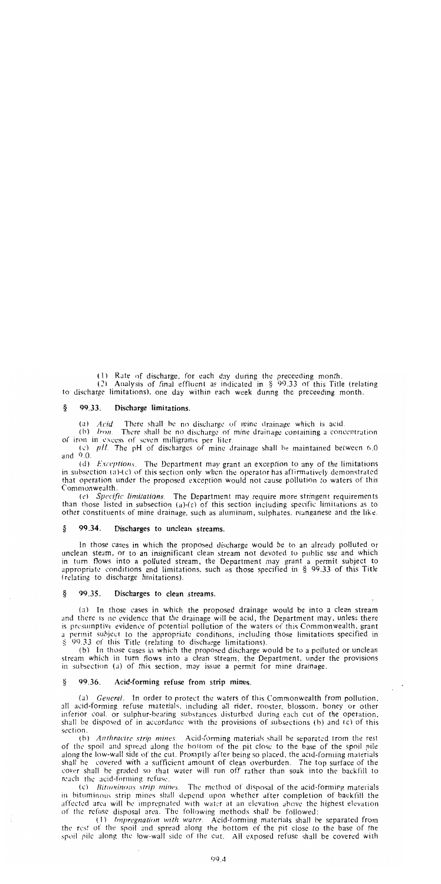(1) Rate of discharge, for each day during the preceeding month.

(2) Analysis of final effluent as indicated in § 99.33 of this Title (relating to discharge limitations), one day within each week during the preceeding month.

## § 99.33. Discharge limitations.

(a) *Acid.* There shall be no discharge of mine drainage which is acid.

(b) *Iron.* There shall be no discharge of mine drainage containing a concentration of iron in excess of seven milligrams per liter.

(c) *pH.* The pH of discharges of mine drainage shall be maintained between 6.0 and 9.0.

(d) *Exceptions.* The Department may grant an exception to any of the limitations in subsection (a)-(c) of this section only when the operator has affirmatively demonstrated that operation under the proposed exception would not cause pollution to waters of this Commonwealth.

(e) *Specific limitations.* The Department may require more stringent requirements than those listed in subsection (a)-(c) of this section including specific limitations as to other constituents of mine drainage, such as aluminum, sulphates, manganese and the like.

## § 99.34. Discharges to unclean streams.

In those cases in which the proposed discharge would be to an already polluted or unclean steam, or to an insignificant clean stream not devoted to public use and which in turn flows into a polluted stream, the Department may grant a permit subject to appropriate conditions and limitations, such as those specified in § 99.33 of this Title (relating to discharge limitations).

## § 99.35. Discharges to clean streams.

(a) In those cases in which the proposed drainage would be into a clean stream and there is no evidence that the drainage will be acid, the Department may, unless there is presumptive evidence of potential pollution of the waters of this Commonwealth, grant a permit subject to the appropriate conditions, including those limitations specified in § 99.33 of this Title (relating to discharge limitations).

(b) In those cases in which the proposed discharge would be to a polluted or unclean stream which in turn flows into a clean stream, the Department, under the provisions in subsection (a) of this section, may issue a permit for mine drainage.

## § 99.36. Acid-forming refuse from strip mines.

(a) *General.* In order to protect the waters of this Commonwealth from pollution, all acid-forming refuse materials, including all rider, rooster, blossom, boney or other inferior coal, or sulphur-bearing substances disturbed during each cut of the operation, shall be disposed of in accordance with the provisions of subsections (b) and (c) of this section.

(b) *Anthracite strip mines.* Acid-forming materials shall be separated from the rest of the spoil and spread along the bottom of the pit close to the base of the spoil pile along the low-wall side of the cut. Promptly after being so placed, the acid-forming materials shall be covered with a sufficient amount of clean overburden. The top surface of the cover shall be graded so that water will run off rather than soak into the backfill to reach the acid-forming refuse.

(c) *Bituminous strip mines.* The method of disposal of the acid-forming materials in bituminous strip mines shall depend upon whether after completion of backfill the affected area will be impregnated with water at an elevation above the highest elevation of the refuse disposal area. The following methods shall be followed:

(1) *Impregnation with water.* Acid-forming materials shall be separated from the rest of the spoil and spread along the bottom of the pit close to the base of the spoil pile along the low-wall side of the cut. All exposed refuse shall be covered with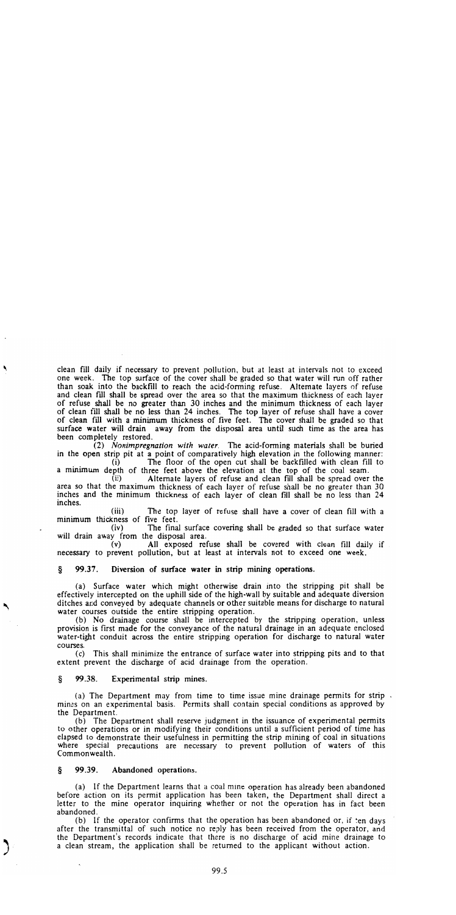clean fill daily if necessary to prevent pollution, but at least at intervals not to exceed one week. The top surface of the cover shall be graded so that water will run off rather than soak into the backfill to reach the acid-forming refuse. Alternate layers of refuse and clean fill shall be spread over the area so that the maximum thickness of each layer of refuse shall be no greater than 30 inches and the minimum thickness of each layer of clean fill shall be no less than 24 inches. The top layer of refuse shall have a cover of clean fill with a minimum thickness of five feet. The cover shall be graded so that surface water will drain away from the disposal area until such time as the area has been completely restored.

(2) *Nonimpregnation with water.* The acid-forming materials shall be buried in the open strip pit at a point of comparatively high elevation in the following manner:

(i) The floor of the open cut shall be backfilled with clean fill to a minimum depth of three feet above the elevation at the top of the coal seam.

(ii) Alternate layers of refuse and clean fill shall be spread over the area so that the maximum thickness of each layer of refuse shall be no greater than 30 inches and the minimum thickness of each layer of clean fill shall be no less than 24 inches.

(iii) The top layer of refuse shall have a cover of clean fill with a minimum thickness of five feet.

(iv) The final surface covering shall be graded so that surface water will drain away from the disposal area.

(v) All exposed refuse shall be covered with clean fill daily if necessary to prevent pollution, but at least at intervals not to exceed one week.

## § 99.37. Diversion of surface water in strip mining operations.

(a) Surface water which might otherwise drain into the stripping pit shall be effectively intercepted on the uphill side of the high-wall by suitable and adequate diversion ditches and conveyed by adequate channels or other suitable means for discharge to natural water courses outside the entire stripping operation.

(b) No drainage course shall be intercepted by the stripping operation, unless provision is first made for the conveyance of the natural drainage in an adequate enclosed water-tight conduit across the entire stripping operation for discharge to natural water courses.

(c) This shall minimize the entrance of surface water into stripping pits and to that extent prevent the discharge of acid drainage from the operation.

## § 99.38. Experimental strip mines.

(a) The Department may from time to time issue mine drainage permits for strip mines on an experimental basis. Permits shall contain special conditions as approved by the Department.

(b) The Department shall reserve judgment in the issuance of experimental permits to other operations or in modifying their conditions until a sufficient period of time has elapsed to demonstrate their usefulness in permitting the strip mining of coal in situations where special precautions are necessary to prevent pollution of waters of this Commonwealth.

## § 99.39. Abandoned operations.

(a) If the Department learns that a coal mine operation has already been abandoned before action on its permit application has been taken, the Department shall direct a letter to the mine operator inquiring whether or not the operation has in fact been abandoned.

(b) If the operator confirms that the operation has been abandoned or, if ten days after the transmittal of such notice no reply has been received from the operator, and the Department's records indicate that there is no discharge of acid mine drainage to a clean stream, the application shall be returned to the applicant without action.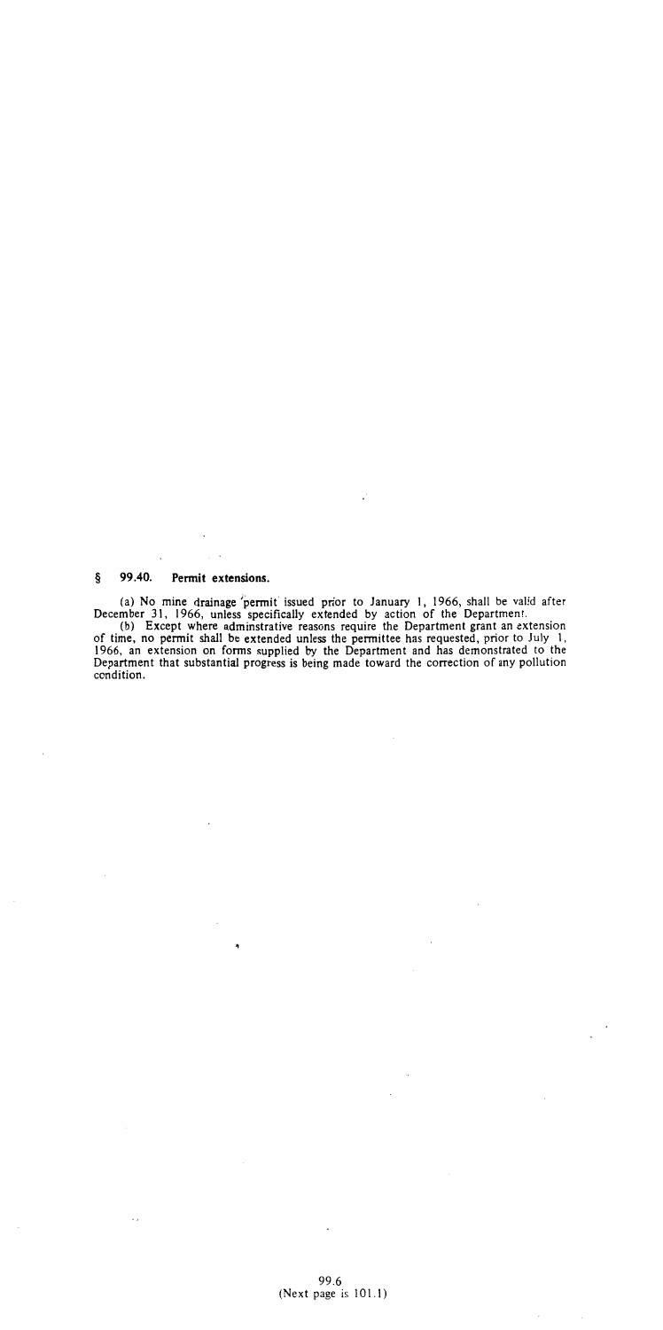## § 99.40. Permit extensions.

(a) No mine drainage permit issued prior to January 1, 1966, shall be valid after December 31, 1966, unless specifically extended by action of the Department.

(b) Except where adminstrative reasons require the Department grant an extension of time, no permit shall be extended unless the permittee has requested, prior to July 1, 1966, an extension on forms supplied by the Department and has demonstrated to the Department that substantial progress is being made toward the correction of any pollution condition.

(Next page is 101.1)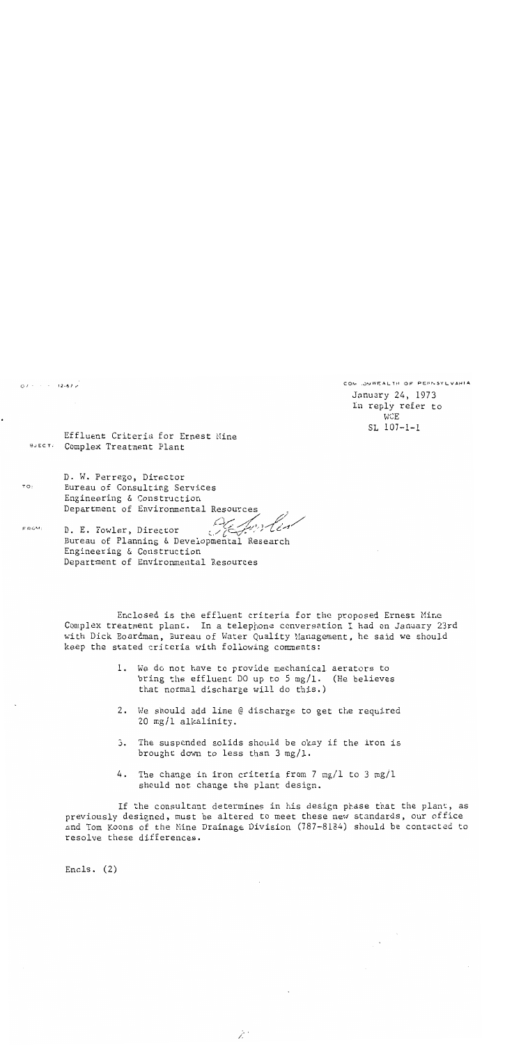COMMONWEALTH OF PENNSYLVANIA

January 24, 1973
In reply refer to
WCE
SL 107-1-1

SUBJECT: Effluent Criteria for Ernest Mine Complex Treatment Plant

TO: D. W. Perrego, Director
Bureau of Consulting Services
Engineering & Construction
Department of Environmental Resources

FROM: D. E. Fowler, Director
Bureau of Planning & Developmental Research
Engineering & Construction
Department of Environmental Resources

Enclosed is the effluent criteria for the proposed Ernest Mine Complex treatment plant. In a telephone conversation I had on January 23rd with Dick Boardman, Bureau of Water Quality Management, he said we should keep the stated criteria with following comments:

1. We do not have to provide mechanical aerators to bring the effluent DO up to 5 mg/l. (He believes that normal discharge will do this.)
2. We should add lime @ discharge to get the required 20 mg/l alkalinity.
3. The suspended solids should be okay if the iron is brought down to less than 3 mg/l.
4. The change in iron criteria from 7 mg/l to 3 mg/l should not change the plant design.

If the consultant determines in his design phase that the plant, as previously designed, must be altered to meet these new standards, our office and Tom Koons of the Mine Drainage Division (787-8184) should be contacted to resolve these differences.

Encls. (2)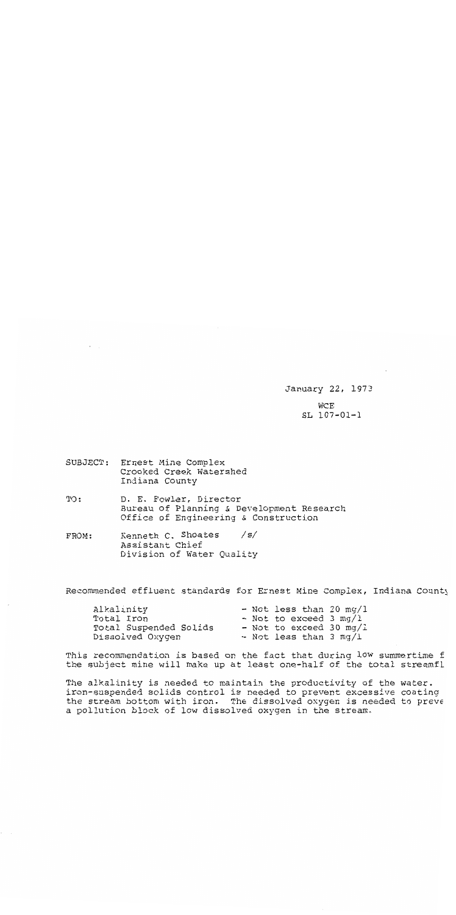January 22, 1973

WCE
SL 107-01-1

SUBJECT: Ernest Mine Complex
Crooked Creek Watershed
Indiana County

TO: D. E. Fowler, Director
Bureau of Planning & Development Research
Office of Engineering & Construction

FROM: Kenneth C. Shoates /s/
Assistant Chief
Division of Water Quality

Recommended effluent standards for Ernest Mine Complex, Indiana County

| | |
|---|---|
| Alkalinity | - Not less than 20 mg/l |
| Total Iron | - Not to exceed 3 mg/l |
| Total Suspended Solids | - Not to exceed 30 mg/l |
| Dissolved Oxygen | - Not less than 3 mg/l |

This recommendation is based on the fact that during low summertime f
the subject mine will make up at least one-half of the total streamfl

The alkalinity is needed to maintain the productivity of the water.
iron-suspended solids control is needed to prevent excessive coating
the stream bottom with iron. The dissolved oxygen is needed to preve
a pollution block of low dissolved oxygen in the stream.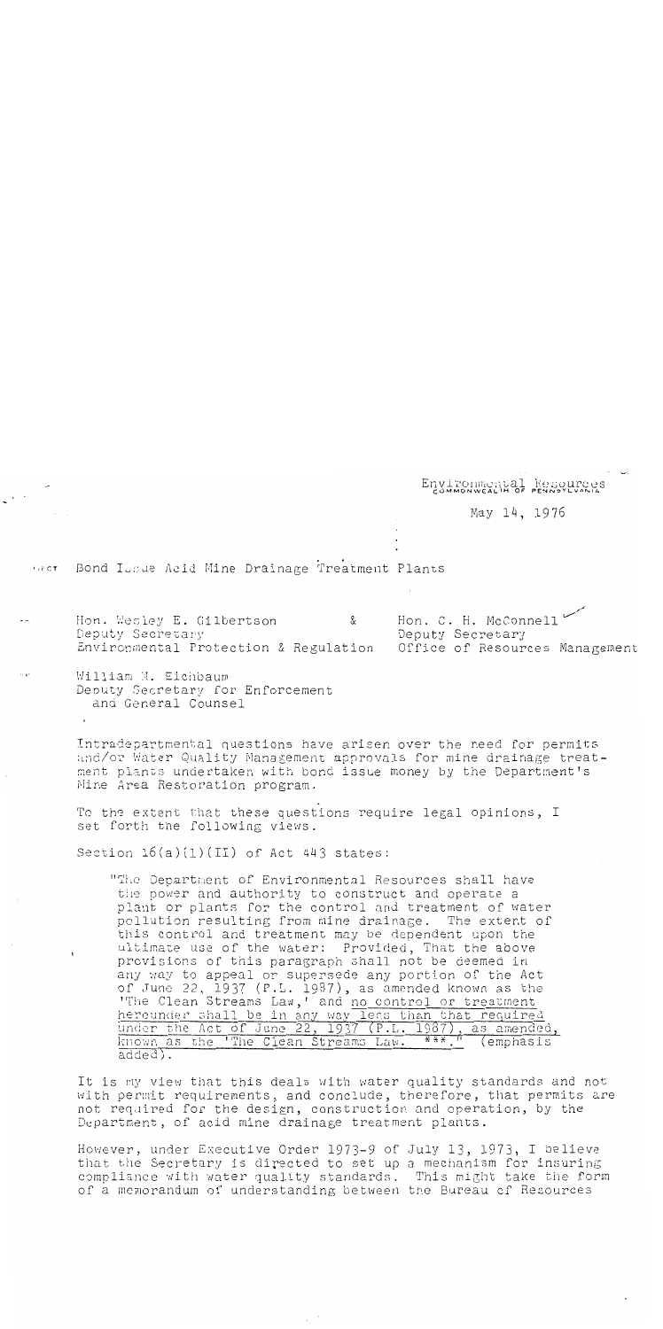Environmental Resources
COMMONWEALTH OF PENNSYLVANIA

May 14, 1976

Bond Issue Acid Mine Drainage Treatment Plants

Hon. Wesley E. Gilbertson & Hon. C. H. McConnell
Deputy Secretary — Deputy Secretary
Environmental Protection & Regulation — Office of Resources Management

William M. Eichbaum
Deputy Secretary for Enforcement
and General Counsel

Intradepartmental questions have arisen over the need for permits and/or Water Quality Management approvals for mine drainage treatment plants undertaken with bond issue money by the Department's Mine Area Restoration program.

To the extent that these questions require legal opinions, I set forth the following views.

Section 16(a)(1)(II) of Act 443 states:

> "The Department of Environmental Resources shall have the power and authority to construct and operate a plant or plants for the control and treatment of water pollution resulting from mine drainage. The extent of this control and treatment may be dependent upon the ultimate use of the water: Provided, That the above provisions of this paragraph shall not be deemed in any way to appeal or supersede any portion of the Act of June 22, 1937 (P.L. 1987), as amended known as the 'The Clean Streams Law,' and <u>no control or treatment hereunder shall be in any way less than that required under the Act of June 22, 1937 (P.L. 1987), as amended, known as the 'The Clean Streams Law. ***.'</u>" (emphasis added).

It is my view that this deals with water quality standards and not with permit requirements, and conclude, therefore, that permits are not required for the design, construction and operation, by the Department, of acid mine drainage treatment plants.

However, under Executive Order 1973-9 of July 13, 1973, I believe that the Secretary is directed to set up a mechanism for insuring compliance with water quality standards. This might take the form of a memorandum of understanding between the Bureau of Resources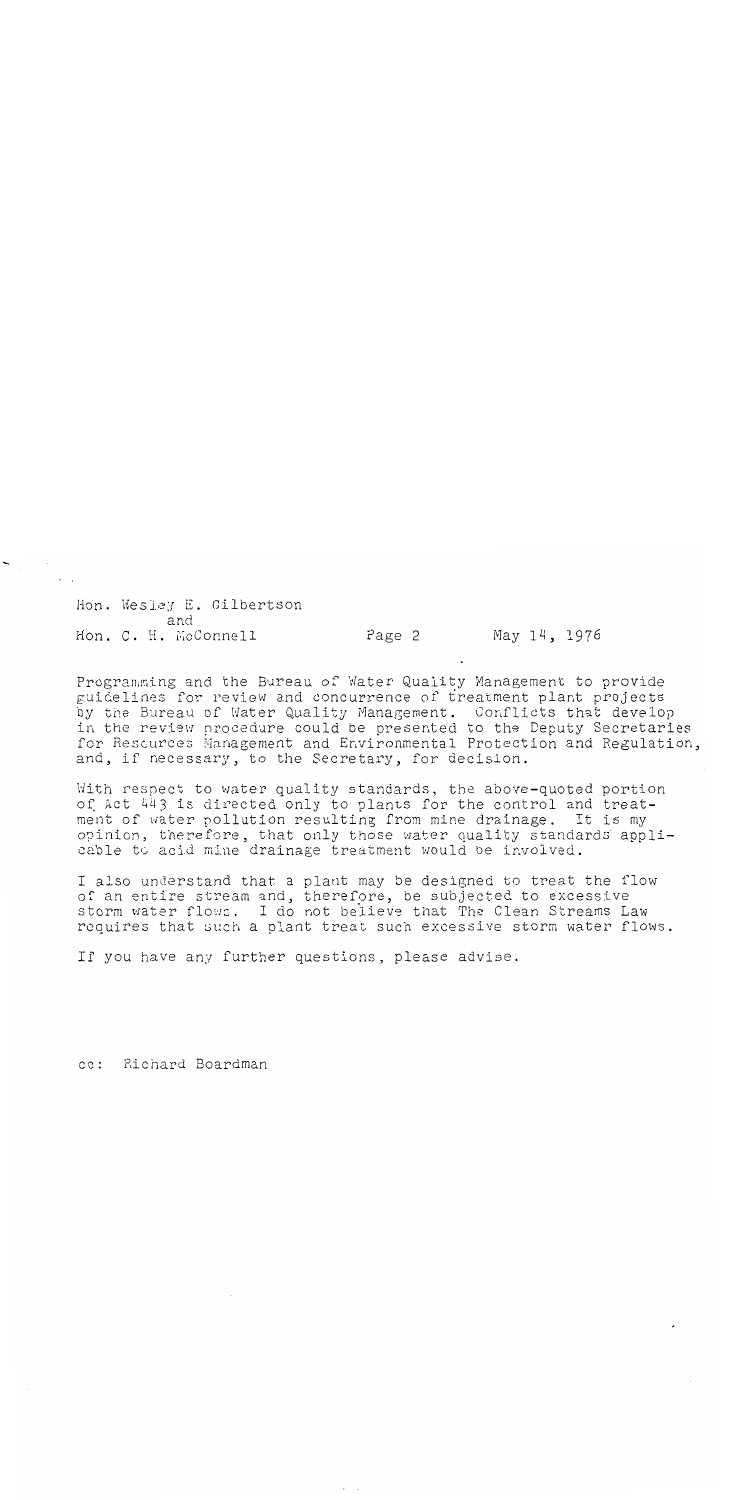Hon. Wesley E. Gilbertson
and
Hon. C. H. McConnell

Programming and the Bureau of Water Quality Management to provide guidelines for review and concurrence of treatment plant projects by the Bureau of Water Quality Management. Conflicts that develop in the review procedure could be presented to the Deputy Secretaries for Resources Management and Environmental Protection and Regulation, and, if necessary, to the Secretary, for decision.

With respect to water quality standards, the above-quoted portion of Act 443 is directed only to plants for the control and treatment of water pollution resulting from mine drainage. It is my opinion, therefore, that only those water quality standards applicable to acid mine drainage treatment would be involved.

I also understand that a plant may be designed to treat the flow of an entire stream and, therefore, be subjected to excessive storm water flows. I do not believe that The Clean Streams Law requires that such a plant treat such excessive storm water flows.

If you have any further questions, please advise.

cc: Richard Boardman